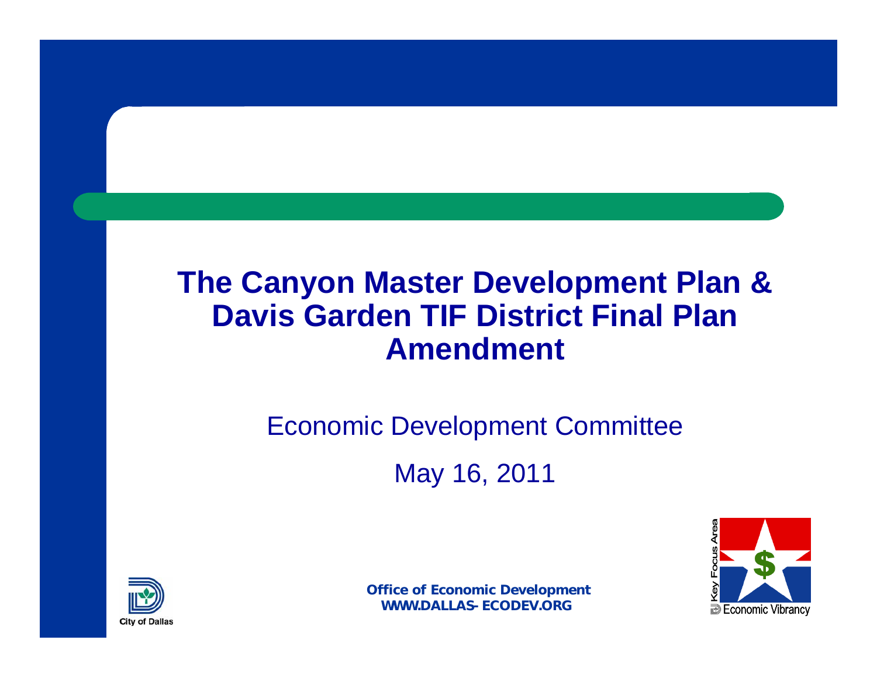# The Canyon Master Development Plan & Davis Garden TIF District Final Plan Amendment

Economic Development Committee

May 16, 2011

**Office of Economic Development**
**WWW.DALLAS-ECODEV.ORG**

City of Dallas

Key Focus Area
Economic Vibrancy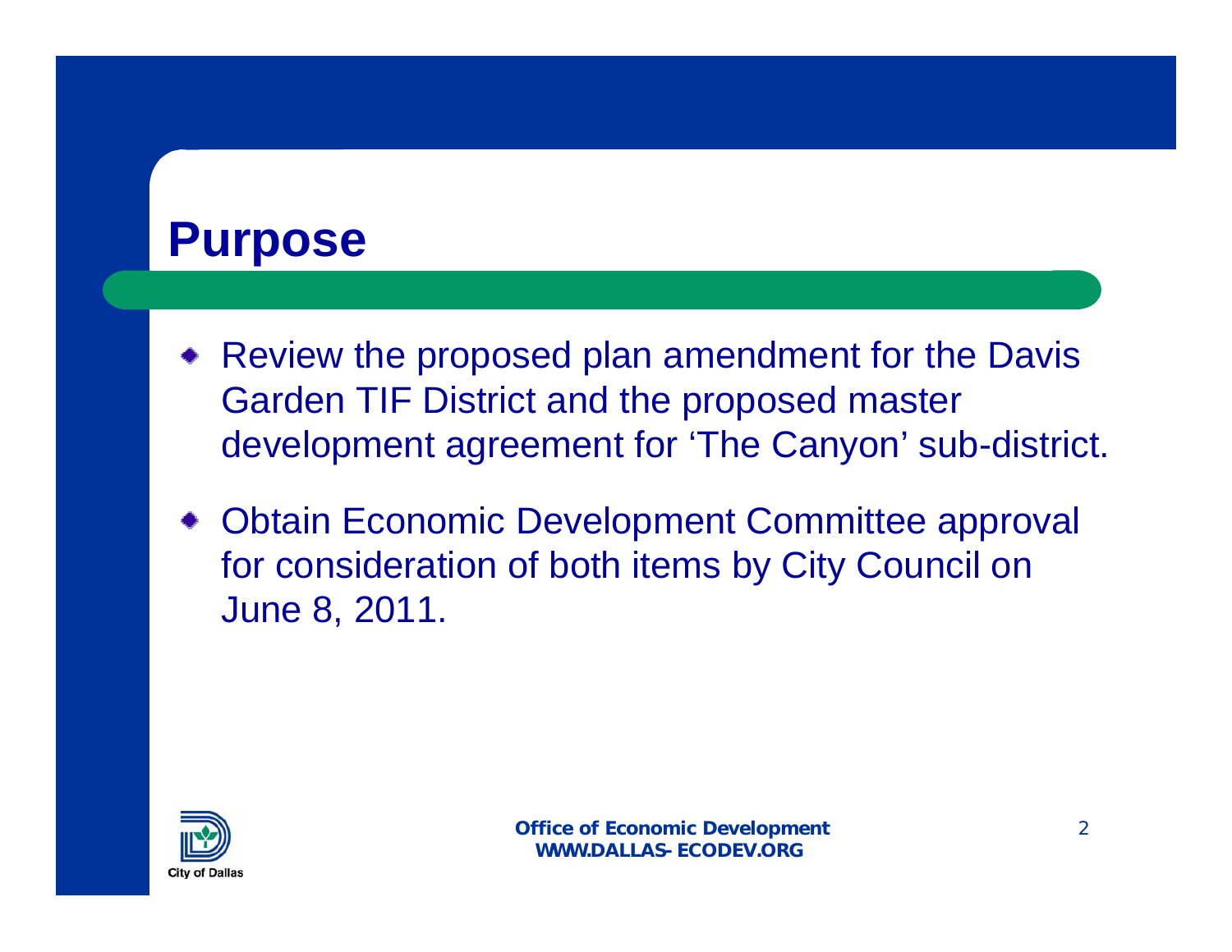# Purpose

- Review the proposed plan amendment for the Davis Garden TIF District and the proposed master development agreement for 'The Canyon' sub-district.
- Obtain Economic Development Committee approval for consideration of both items by City Council on June 8, 2011.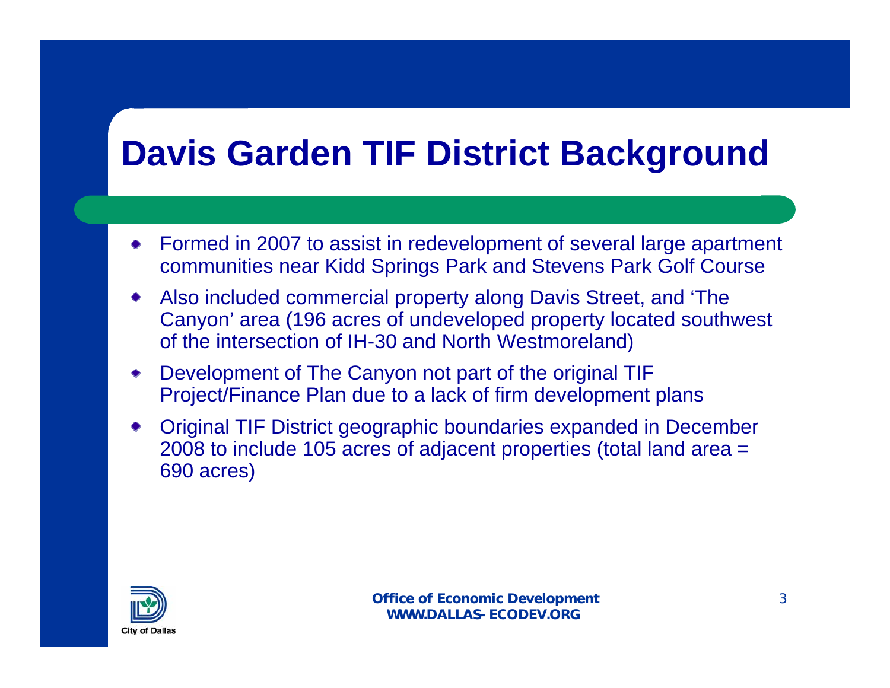# Davis Garden TIF District Background

- Formed in 2007 to assist in redevelopment of several large apartment communities near Kidd Springs Park and Stevens Park Golf Course
- Also included commercial property along Davis Street, and 'The Canyon' area (196 acres of undeveloped property located southwest of the intersection of IH-30 and North Westmoreland)
- Development of The Canyon not part of the original TIF Project/Finance Plan due to a lack of firm development plans
- Original TIF District geographic boundaries expanded in December 2008 to include 105 acres of adjacent properties (total land area = 690 acres)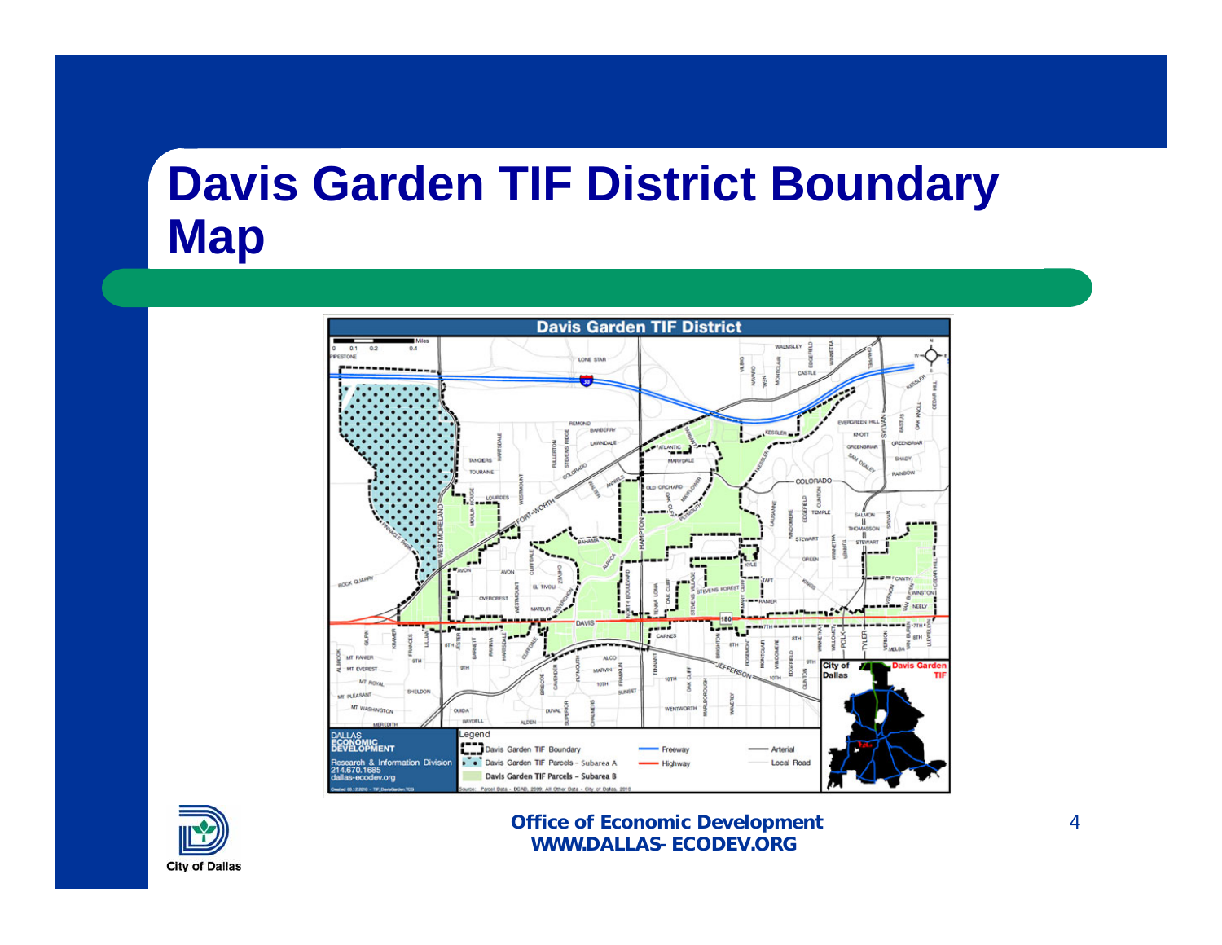# Davis Garden TIF District Boundary Map

## Davis Garden TIF District

Legend

- Davis Garden TIF Boundary
- Davis Garden TIF Parcels – Subarea A
- Davis Garden TIF Parcels – Subarea B
- Freeway
- Highway
- Arterial
- Local Road

DALLAS ECONOMIC DEVELOPMENT
Research & Information Division
214.670.1685
dallas-ecodev.org

Source: Parcel Data - DCAD, 2009; All Other Data - City of Dallas, 2010

Office of Economic Development
WWW.DALLAS-ECODEV.ORG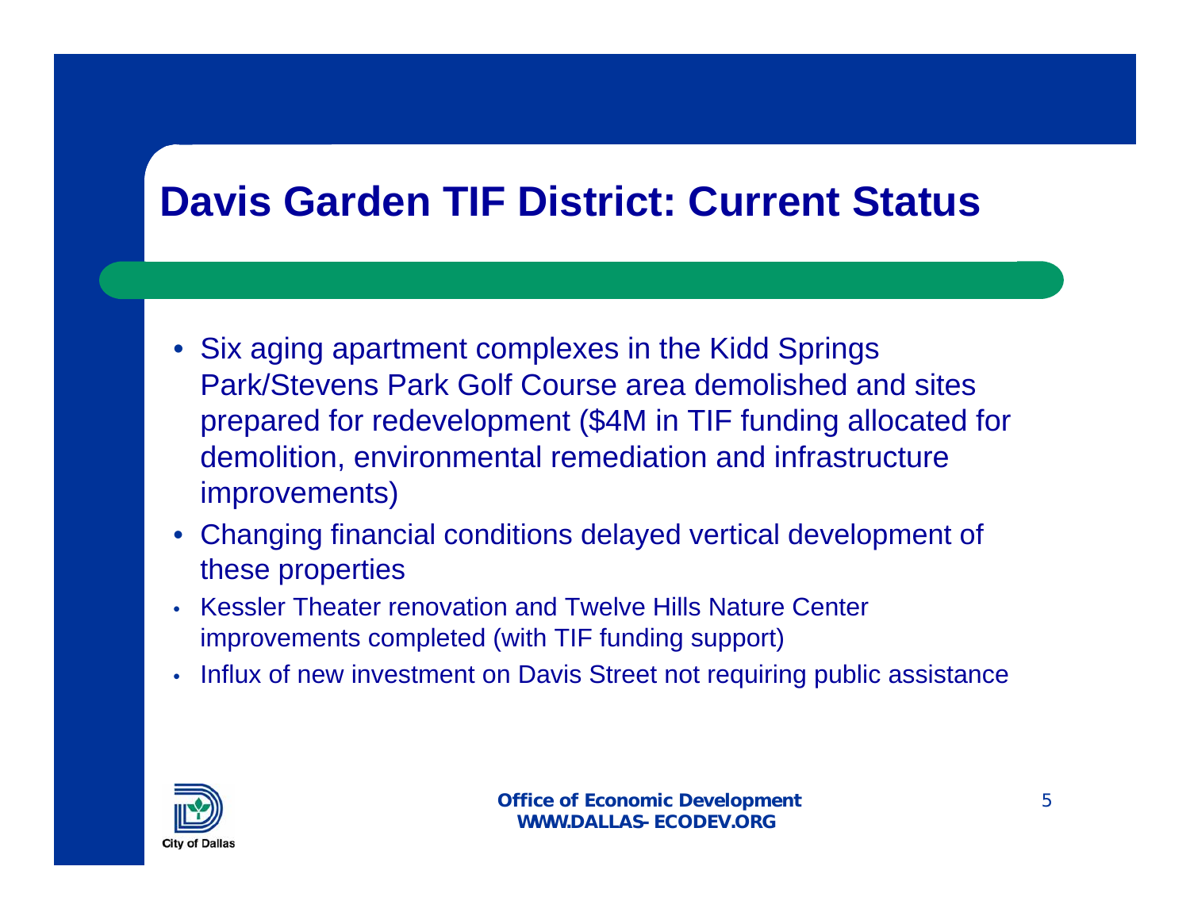# Davis Garden TIF District: Current Status

- Six aging apartment complexes in the Kidd Springs Park/Stevens Park Golf Course area demolished and sites prepared for redevelopment ($4M in TIF funding allocated for demolition, environmental remediation and infrastructure improvements)
- Changing financial conditions delayed vertical development of these properties
- Kessler Theater renovation and Twelve Hills Nature Center improvements completed (with TIF funding support)
- Influx of new investment on Davis Street not requiring public assistance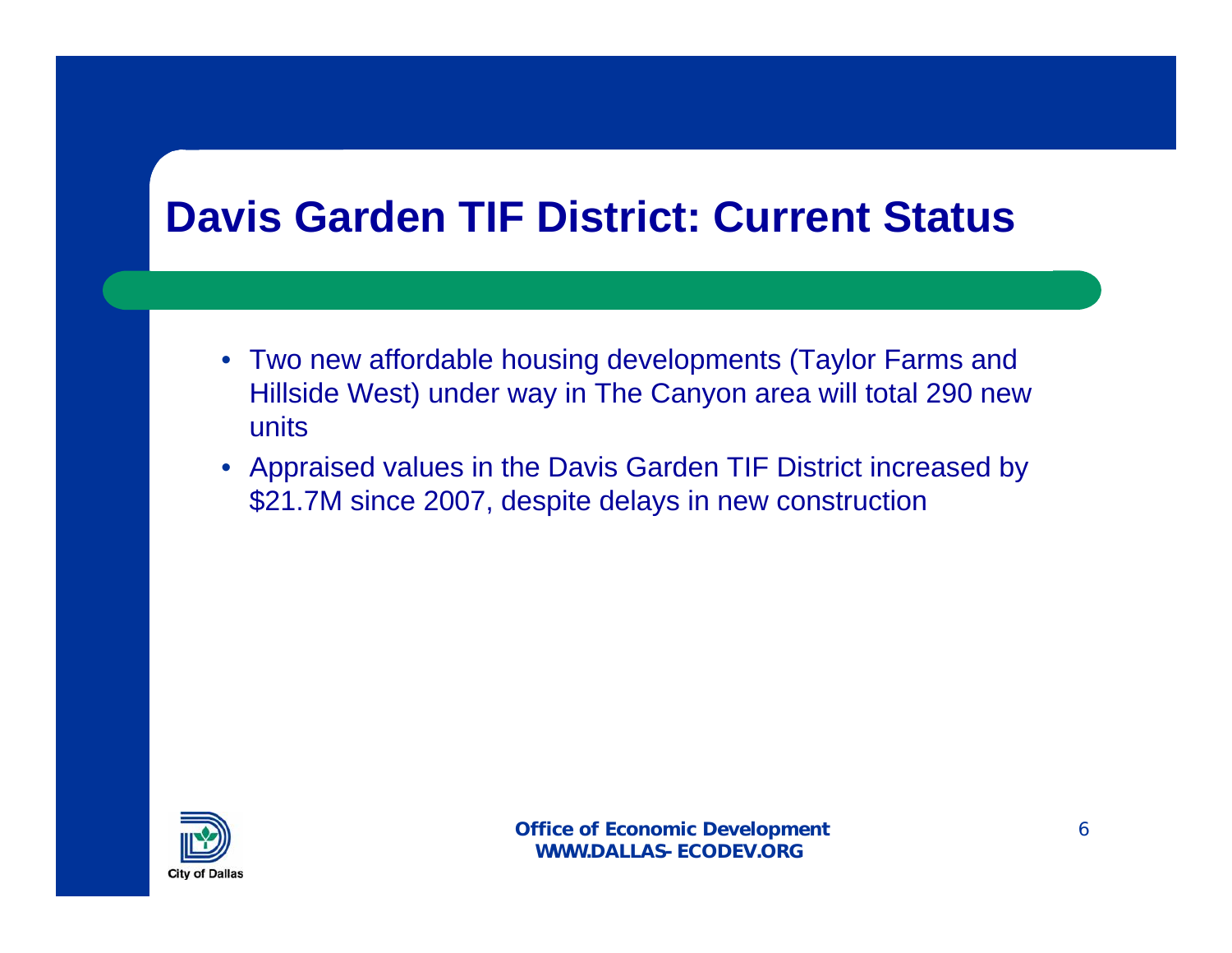# Davis Garden TIF District: Current Status

- Two new affordable housing developments (Taylor Farms and Hillside West) under way in The Canyon area will total 290 new units
- Appraised values in the Davis Garden TIF District increased by $21.7M since 2007, despite delays in new construction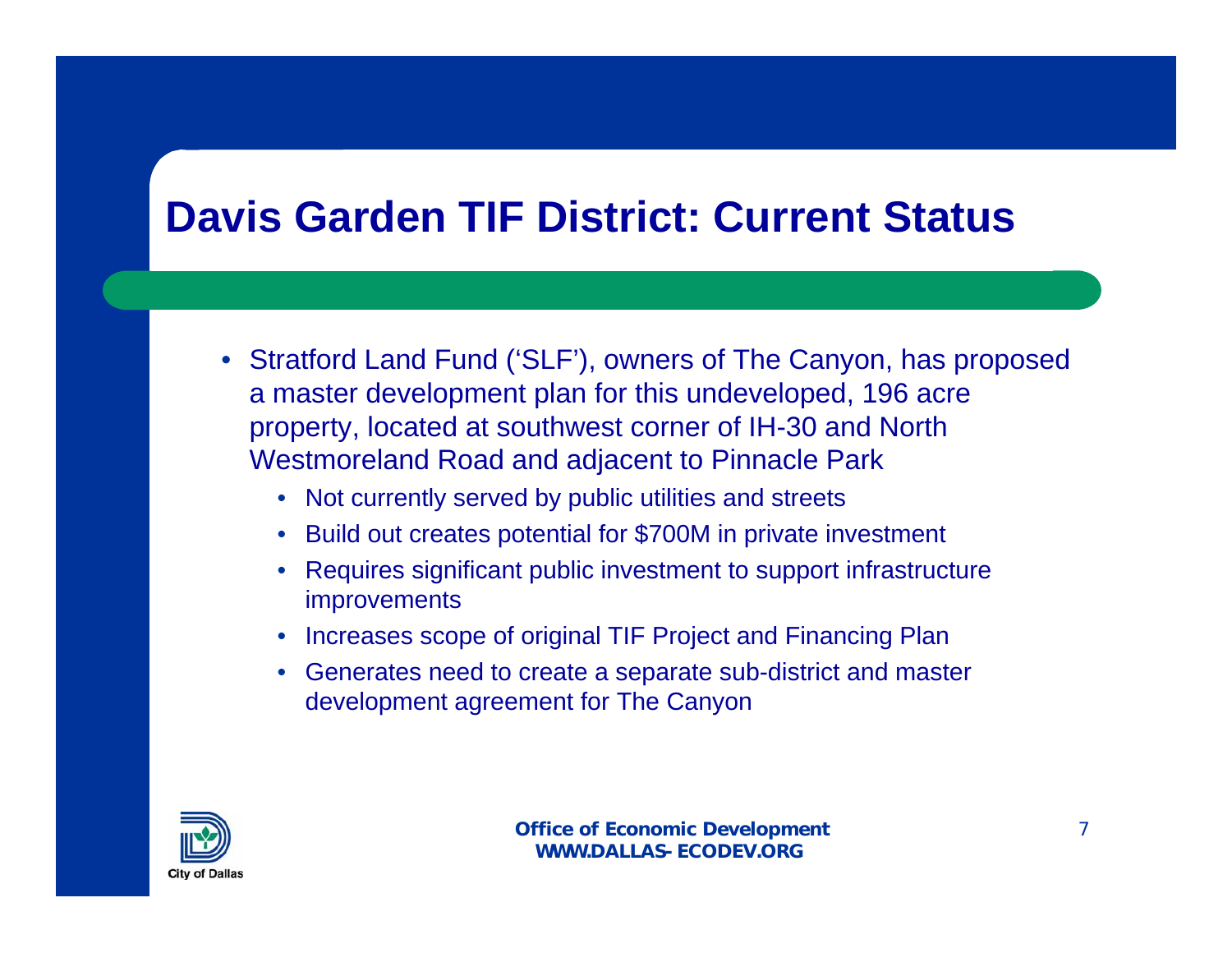# Davis Garden TIF District: Current Status

- Stratford Land Fund ('SLF'), owners of The Canyon, has proposed a master development plan for this undeveloped, 196 acre property, located at southwest corner of IH-30 and North Westmoreland Road and adjacent to Pinnacle Park
  - Not currently served by public utilities and streets
  - Build out creates potential for $700M in private investment
  - Requires significant public investment to support infrastructure improvements
  - Increases scope of original TIF Project and Financing Plan
  - Generates need to create a separate sub-district and master development agreement for The Canyon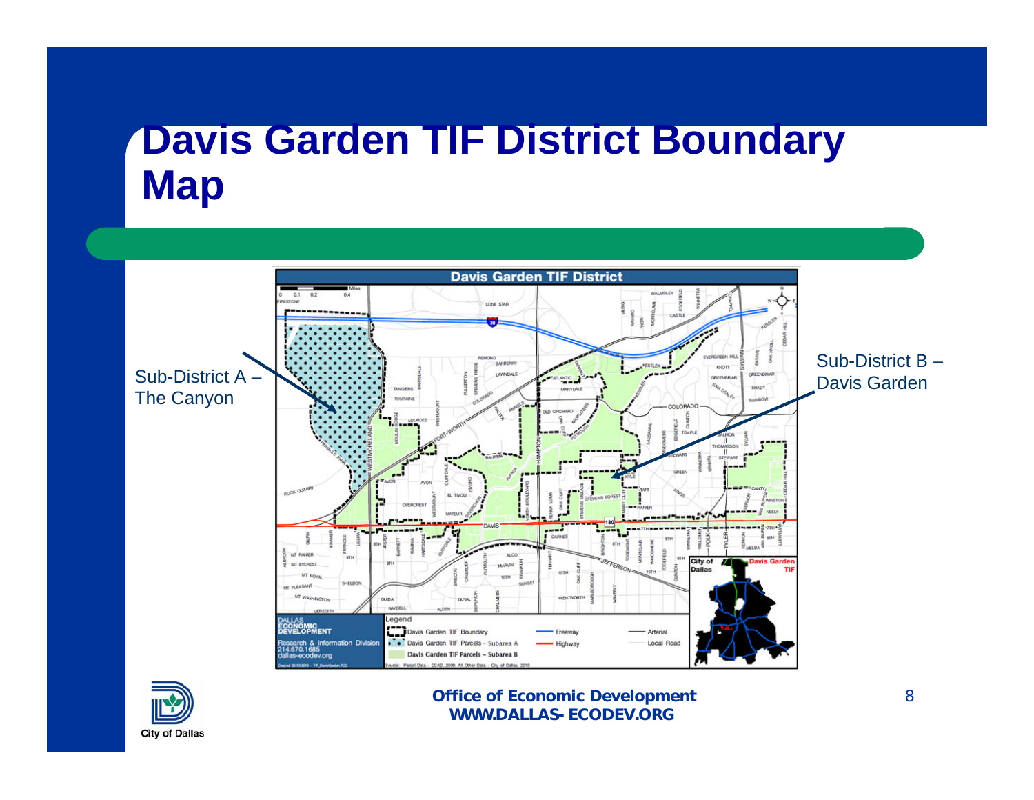# Davis Garden TIF District Boundary Map

Sub-District A – The Canyon

Sub-District B – Davis Garden

**Davis Garden TIF District**

Legend

- Davis Garden TIF Boundary
- Davis Garden TIF Parcels - Subarea A
- Davis Garden TIF Parcels - Subarea B
- Freeway
- Highway
- Arterial
- Local Road

DALLAS ECONOMIC DEVELOPMENT
Research & Information Division
214.670.1685
dallas-ecodev.org

Source: Parcel Data - DCAD, 2009; All Other Data - City of Dallas, 2010

**Office of Economic Development**
**WWW.DALLAS-ECODEV.ORG**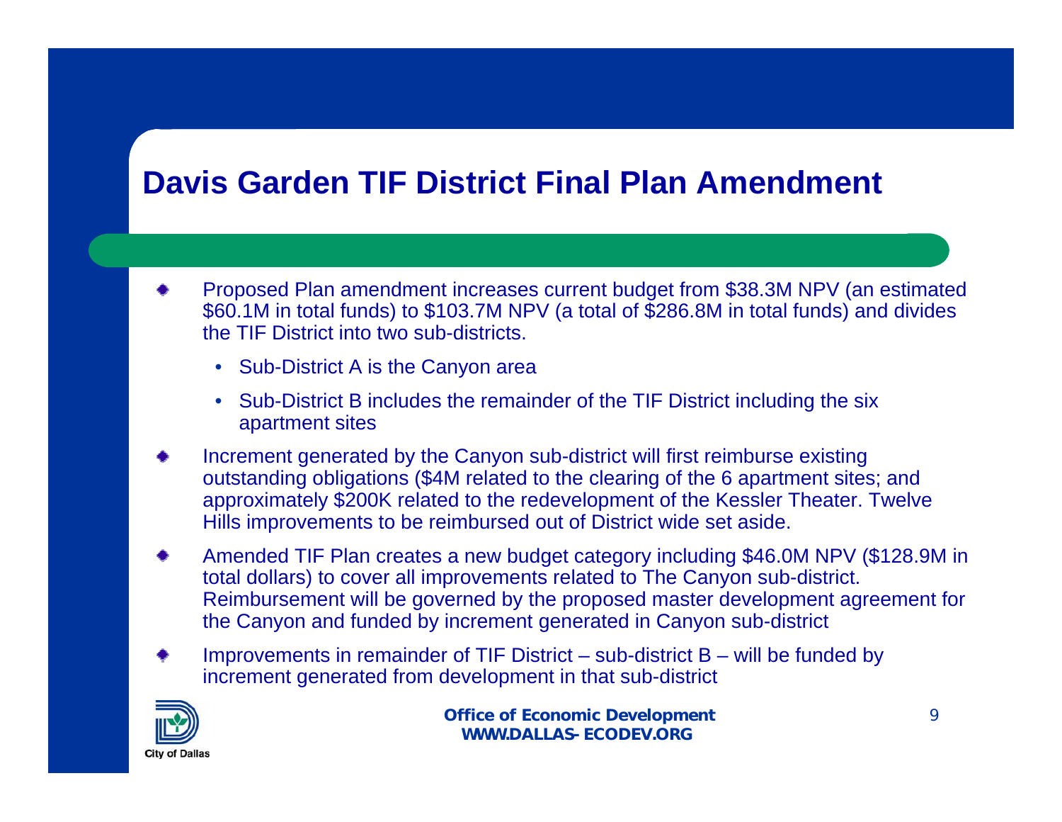# Davis Garden TIF District Final Plan Amendment

- Proposed Plan amendment increases current budget from $38.3M NPV (an estimated $60.1M in total funds) to $103.7M NPV (a total of $286.8M in total funds) and divides the TIF District into two sub-districts.
  - Sub-District A is the Canyon area
  - Sub-District B includes the remainder of the TIF District including the six apartment sites
- Increment generated by the Canyon sub-district will first reimburse existing outstanding obligations ($4M related to the clearing of the 6 apartment sites; and approximately $200K related to the redevelopment of the Kessler Theater. Twelve Hills improvements to be reimbursed out of District wide set aside.
- Amended TIF Plan creates a new budget category including $46.0M NPV ($128.9M in total dollars) to cover all improvements related to The Canyon sub-district. Reimbursement will be governed by the proposed master development agreement for the Canyon and funded by increment generated in Canyon sub-district
- Improvements in remainder of TIF District – sub-district B – will be funded by increment generated from development in that sub-district

City of Dallas

**Office of Economic Development**
**WWW.DALLAS-ECODEV.ORG**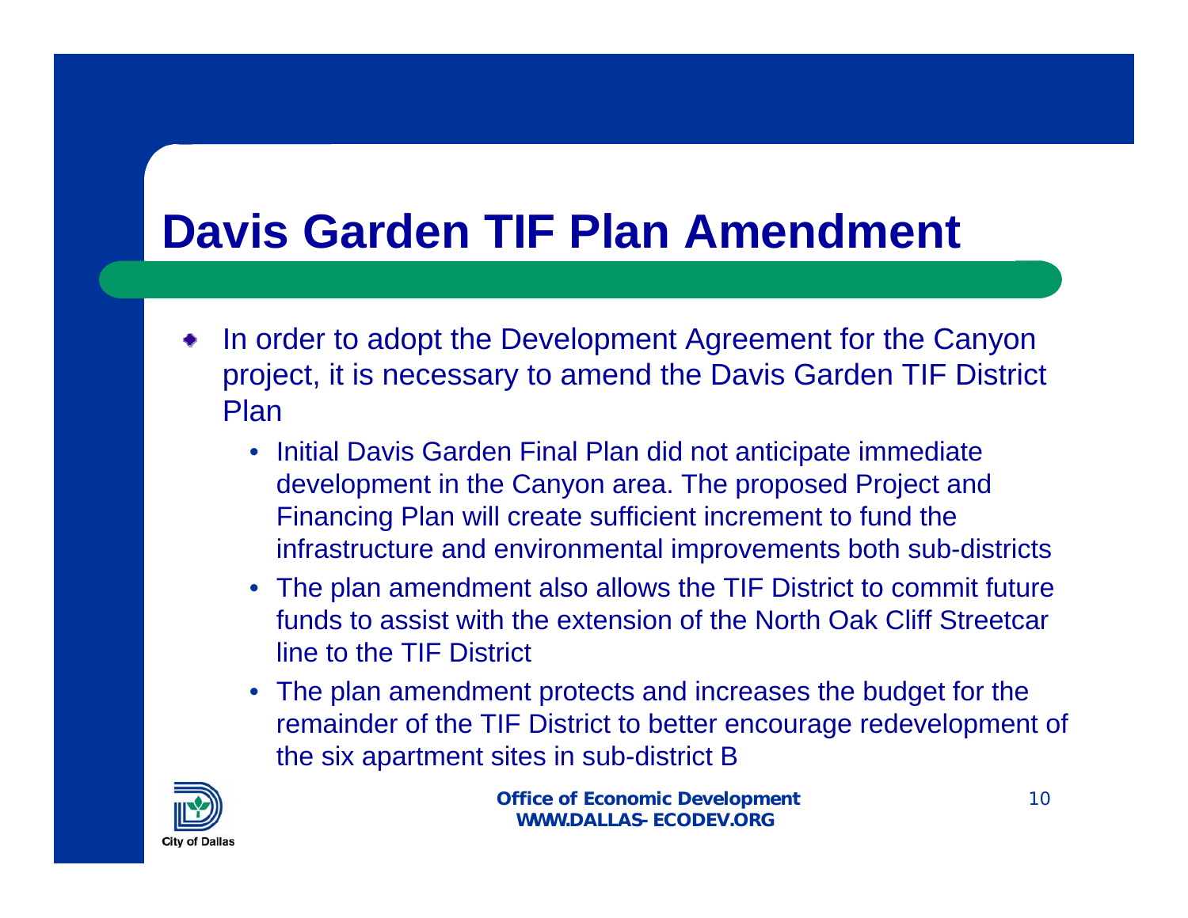# Davis Garden TIF Plan Amendment

- In order to adopt the Development Agreement for the Canyon project, it is necessary to amend the Davis Garden TIF District Plan
  - Initial Davis Garden Final Plan did not anticipate immediate development in the Canyon area. The proposed Project and Financing Plan will create sufficient increment to fund the infrastructure and environmental improvements both sub-districts
  - The plan amendment also allows the TIF District to commit future funds to assist with the extension of the North Oak Cliff Streetcar line to the TIF District
  - The plan amendment protects and increases the budget for the remainder of the TIF District to better encourage redevelopment of the six apartment sites in sub-district B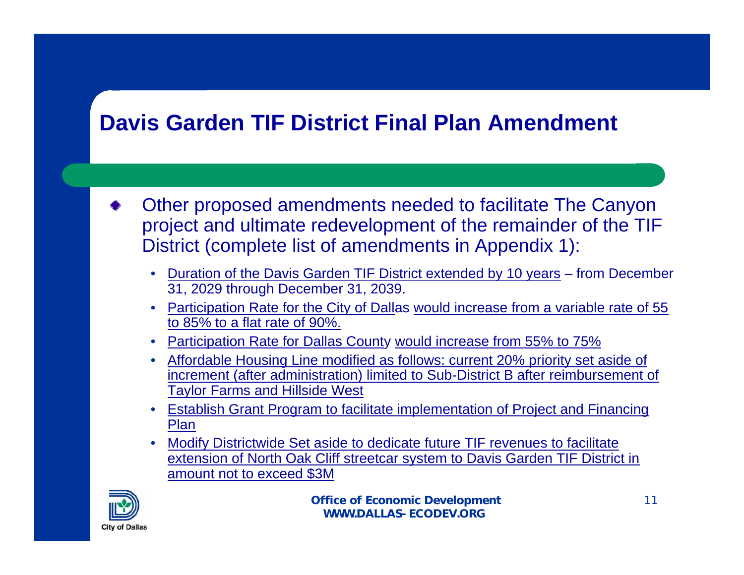# Davis Garden TIF District Final Plan Amendment

- Other proposed amendments needed to facilitate The Canyon project and ultimate redevelopment of the remainder of the TIF District (complete list of amendments in Appendix 1):
  - Duration of the Davis Garden TIF District extended by 10 years – from December 31, 2029 through December 31, 2039.
  - Participation Rate for the City of Dallas would increase from a variable rate of 55 to 85% to a flat rate of 90%.
  - Participation Rate for Dallas County would increase from 55% to 75%
  - Affordable Housing Line modified as follows: current 20% priority set aside of increment (after administration) limited to Sub-District B after reimbursement of Taylor Farms and Hillside West
  - Establish Grant Program to facilitate implementation of Project and Financing Plan
  - Modify Districtwide Set aside to dedicate future TIF revenues to facilitate extension of North Oak Cliff streetcar system to Davis Garden TIF District in amount not to exceed $3M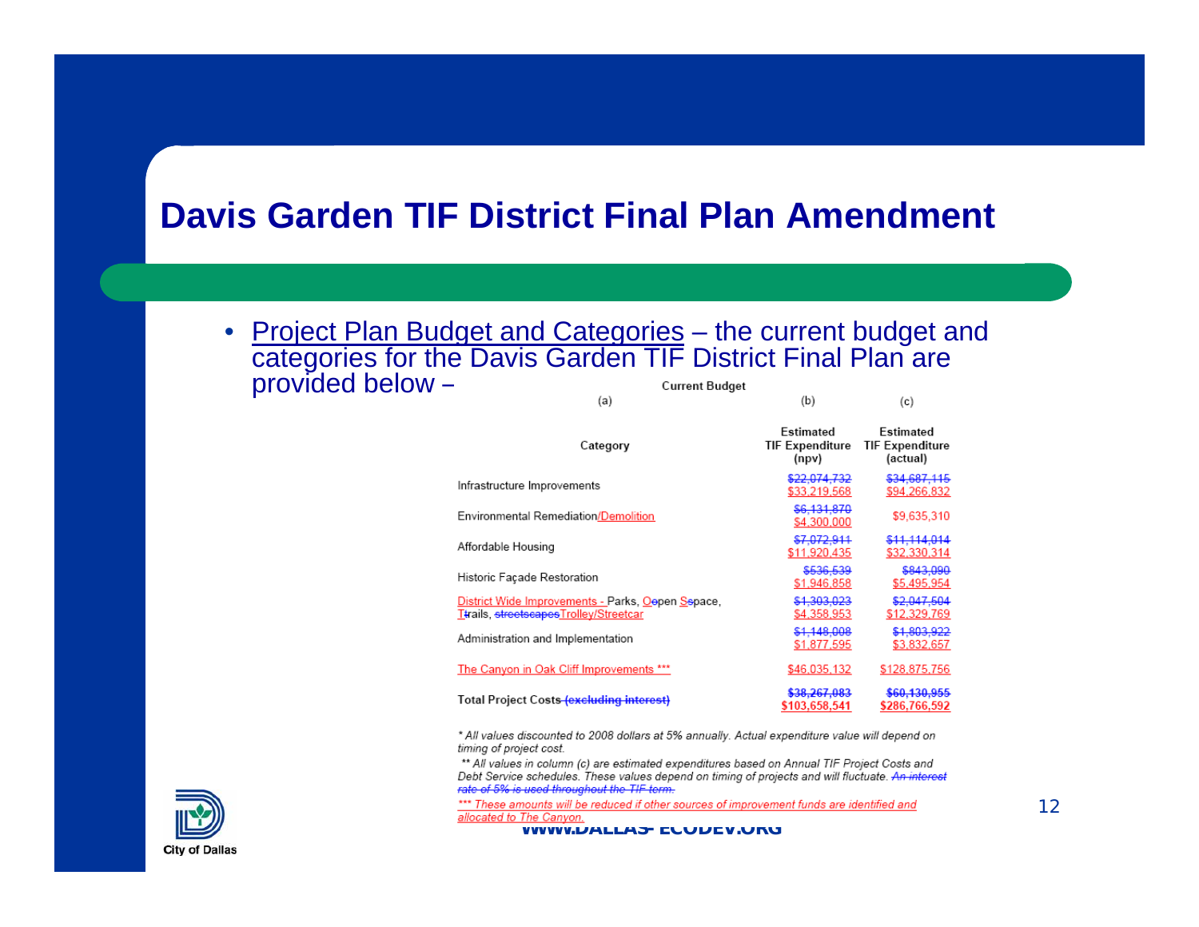# Davis Garden TIF District Final Plan Amendment

- Project Plan Budget and Categories – the current budget and categories for the Davis Garden TIF District Final Plan are provided below –

**Current Budget**

| (a) | (b) | (c) |
|---|---|---|
| Category | Estimated TIF Expenditure (npv) | Estimated TIF Expenditure (actual) |
| Infrastructure Improvements | ~~$22,074,732~~ $33,219,568 | ~~$34,687,115~~ $94,266,832 |
| Environmental Remediation/Demolition | ~~$6,131,870~~ $4,300,000 | $9,635,310 |
| Affordable Housing | ~~$7,072,911~~ $11,920,435 | ~~$11,114,014~~ $32,330,314 |
| Historic Façade Restoration | ~~$536,539~~ $1,946,858 | ~~$843,090~~ $5,495,954 |
| District Wide Improvements - Parks, ~~O~~open ~~S~~space, ~~T~~trails, ~~streetscapes~~Trolley/Streetcar | ~~$1,303,023~~ $4,358,953 | ~~$2,047,504~~ $12,329,769 |
| Administration and Implementation | ~~$1,148,008~~ $1,877,595 | ~~$1,803,922~~ $3,832,657 |
| The Canyon in Oak Cliff Improvements *** | $46,035,132 | $128,875,756 |
| Total Project Costs ~~(excluding interest)~~ | ~~$38,267,083~~ $103,658,541 | ~~$60,130,955~~ $286,766,592 |

*\* All values discounted to 2008 dollars at 5% annually. Actual expenditure value will depend on timing of project cost.*

*\*\* All values in column (c) are estimated expenditures based on Annual TIF Project Costs and Debt Service schedules. These values depend on timing of projects and will fluctuate. ~~An interest rate of 5% is used throughout the TIF term.~~*

*\*\*\* These amounts will be reduced if other sources of improvement funds are identified and allocated to The Canyon.*

WWW.DALLAS-ECODEV.ORG

City of Dallas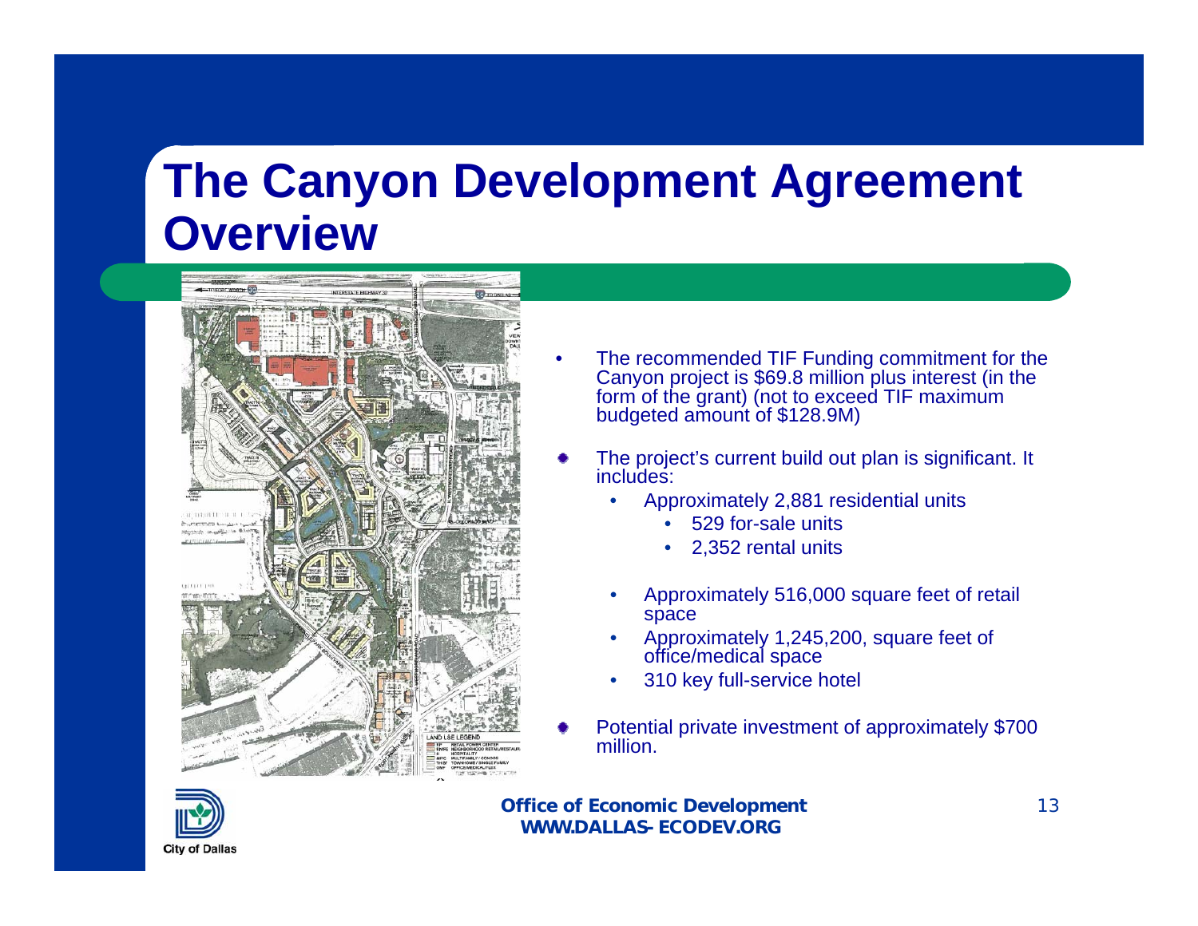# The Canyon Development Agreement Overview

- The recommended TIF Funding commitment for the Canyon project is $69.8 million plus interest (in the form of the grant) (not to exceed TIF maximum budgeted amount of $128.9M)
- The project's current build out plan is significant. It includes:
  - Approximately 2,881 residential units
    - 529 for-sale units
    - 2,352 rental units
  - Approximately 516,000 square feet of retail space
  - Approximately 1,245,200, square feet of office/medical space
  - 310 key full-service hotel
- Potential private investment of approximately $700 million.

**Office of Economic Development**
**WWW.DALLAS-ECODEV.ORG**

City of Dallas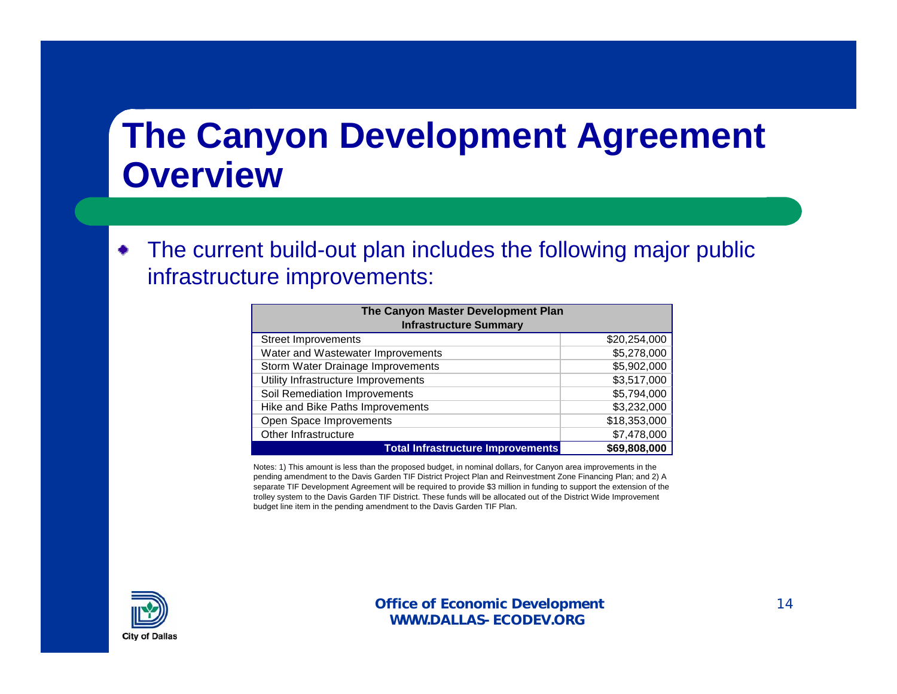# The Canyon Development Agreement Overview

- The current build-out plan includes the following major public infrastructure improvements:

| The Canyon Master Development Plan Infrastructure Summary | |
|---|---|
| Street Improvements | $20,254,000 |
| Water and Wastewater Improvements | $5,278,000 |
| Storm Water Drainage Improvements | $5,902,000 |
| Utility Infrastructure Improvements | $3,517,000 |
| Soil Remediation Improvements | $5,794,000 |
| Hike and Bike Paths Improvements | $3,232,000 |
| Open Space Improvements | $18,353,000 |
| Other Infrastructure | $7,478,000 |
| **Total Infrastructure Improvements** | **$69,808,000** |

Notes: 1) This amount is less than the proposed budget, in nominal dollars, for Canyon area improvements in the pending amendment to the Davis Garden TIF District Project Plan and Reinvestment Zone Financing Plan; and 2) A separate TIF Development Agreement will be required to provide $3 million in funding to support the extension of the trolley system to the Davis Garden TIF District. These funds will be allocated out of the District Wide Improvement budget line item in the pending amendment to the Davis Garden TIF Plan.

City of Dallas

**Office of Economic Development**
**WWW.DALLAS-ECODEV.ORG**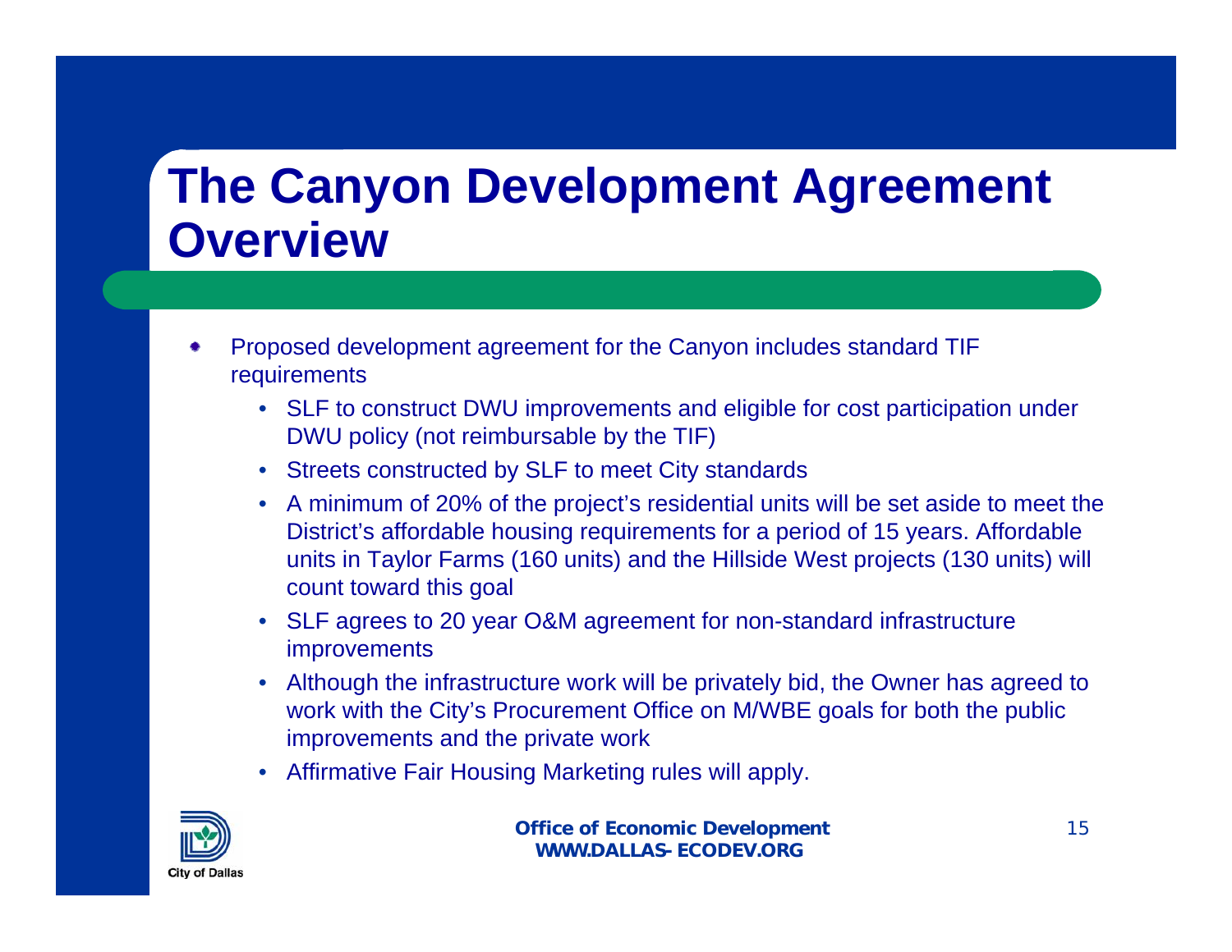# The Canyon Development Agreement Overview

- Proposed development agreement for the Canyon includes standard TIF requirements
  - SLF to construct DWU improvements and eligible for cost participation under DWU policy (not reimbursable by the TIF)
  - Streets constructed by SLF to meet City standards
  - A minimum of 20% of the project's residential units will be set aside to meet the District's affordable housing requirements for a period of 15 years. Affordable units in Taylor Farms (160 units) and the Hillside West projects (130 units) will count toward this goal
  - SLF agrees to 20 year O&M agreement for non-standard infrastructure improvements
  - Although the infrastructure work will be privately bid, the Owner has agreed to work with the City's Procurement Office on M/WBE goals for both the public improvements and the private work
  - Affirmative Fair Housing Marketing rules will apply.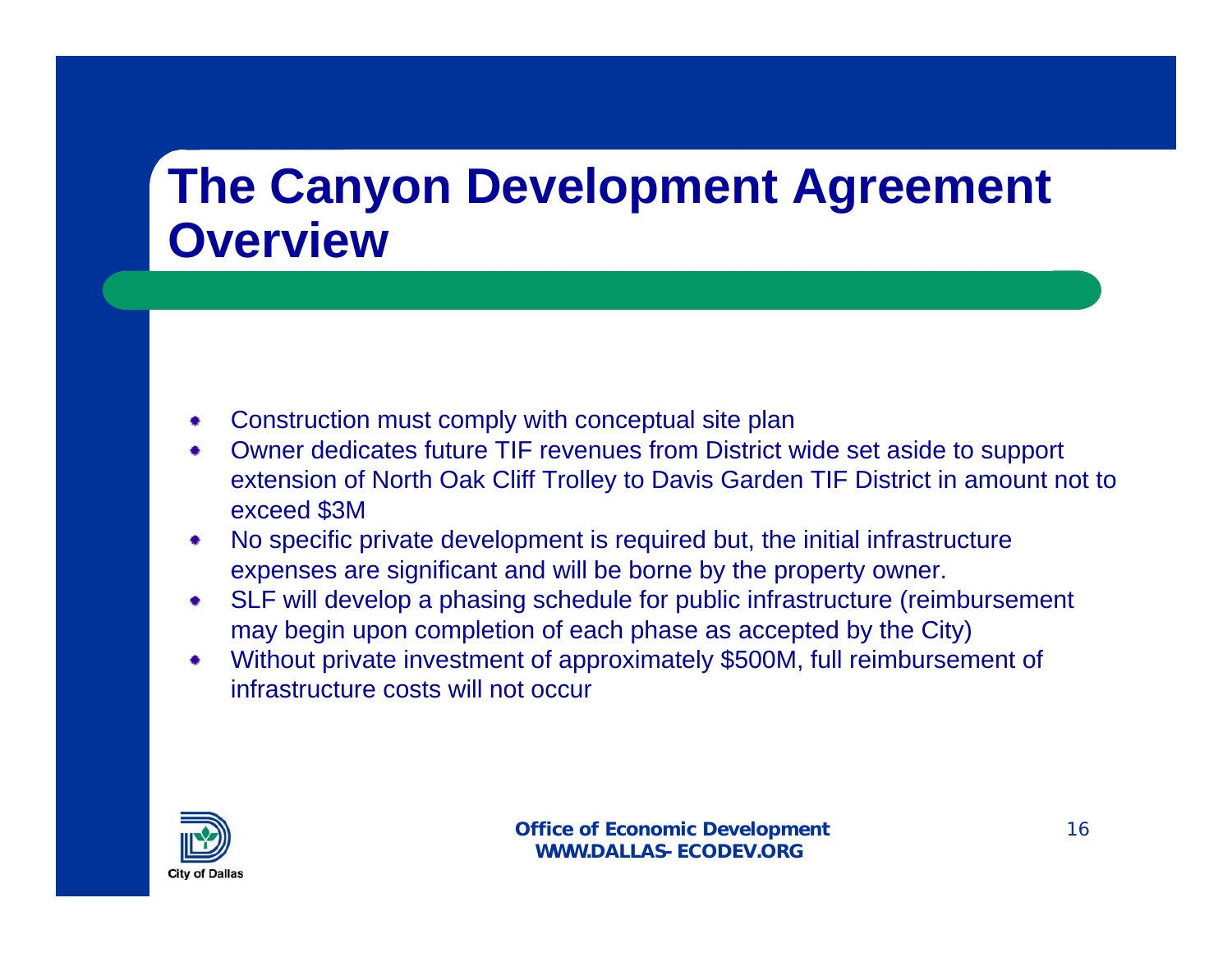# The Canyon Development Agreement Overview

- Construction must comply with conceptual site plan
- Owner dedicates future TIF revenues from District wide set aside to support extension of North Oak Cliff Trolley to Davis Garden TIF District in amount not to exceed $3M
- No specific private development is required but, the initial infrastructure expenses are significant and will be borne by the property owner.
- SLF will develop a phasing schedule for public infrastructure (reimbursement may begin upon completion of each phase as accepted by the City)
- Without private investment of approximately $500M, full reimbursement of infrastructure costs will not occur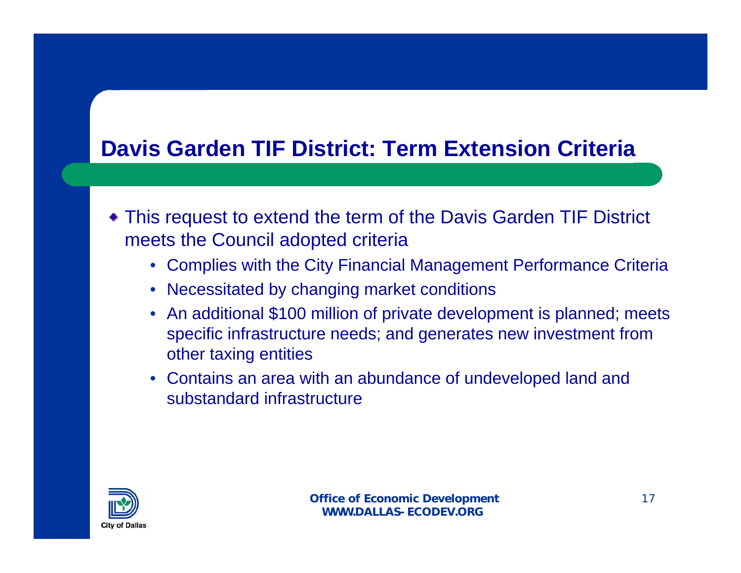# Davis Garden TIF District: Term Extension Criteria

- This request to extend the term of the Davis Garden TIF District meets the Council adopted criteria
  - Complies with the City Financial Management Performance Criteria
  - Necessitated by changing market conditions
  - An additional $100 million of private development is planned; meets specific infrastructure needs; and generates new investment from other taxing entities
  - Contains an area with an abundance of undeveloped land and substandard infrastructure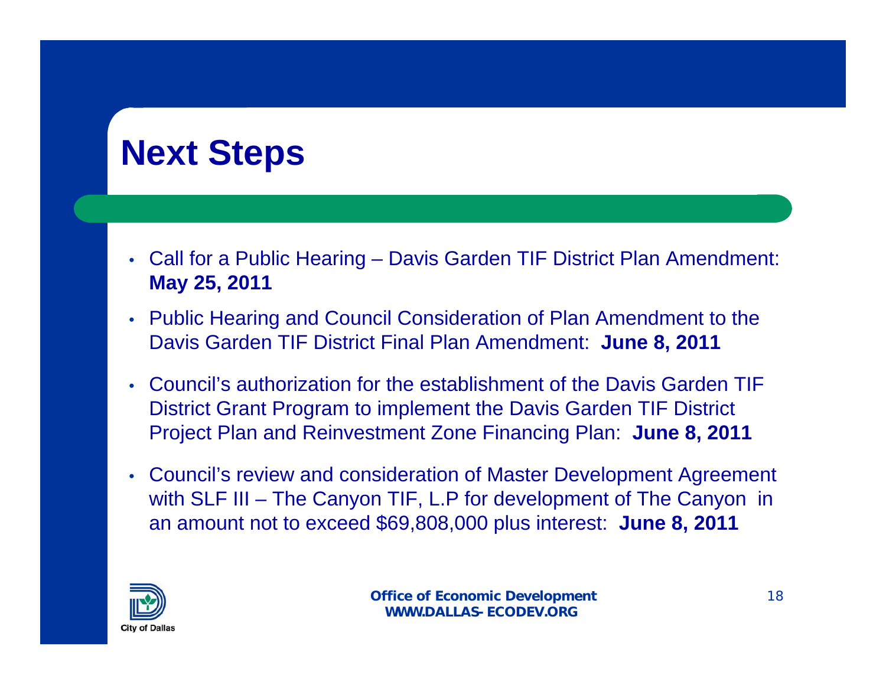# Next Steps

- Call for a Public Hearing – Davis Garden TIF District Plan Amendment: **May 25, 2011**
- Public Hearing and Council Consideration of Plan Amendment to the Davis Garden TIF District Final Plan Amendment: **June 8, 2011**
- Council's authorization for the establishment of the Davis Garden TIF District Grant Program to implement the Davis Garden TIF District Project Plan and Reinvestment Zone Financing Plan: **June 8, 2011**
- Council's review and consideration of Master Development Agreement with SLF III – The Canyon TIF, L.P for development of The Canyon in an amount not to exceed $69,808,000 plus interest: **June 8, 2011**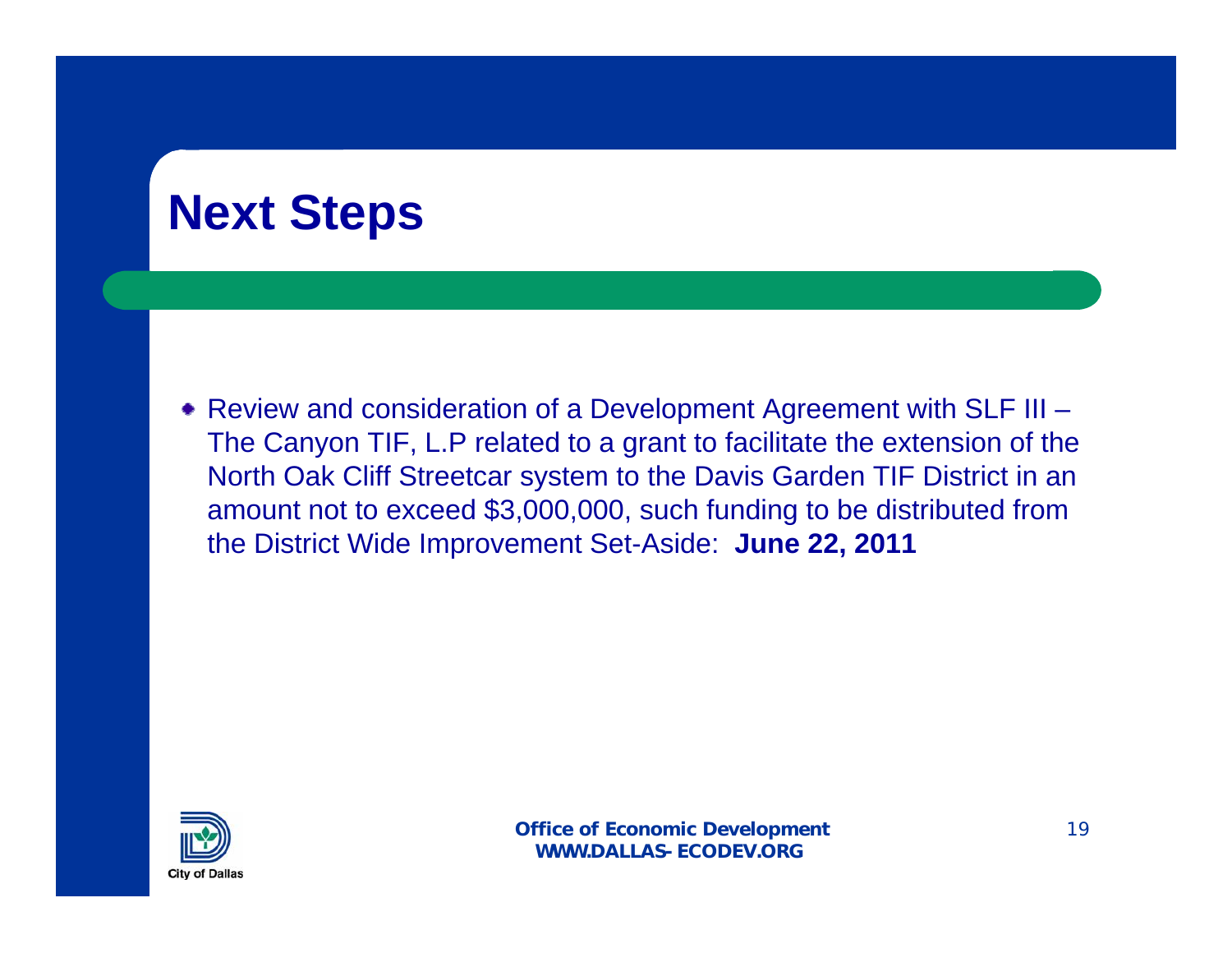# Next Steps

- Review and consideration of a Development Agreement with SLF III – The Canyon TIF, L.P related to a grant to facilitate the extension of the North Oak Cliff Streetcar system to the Davis Garden TIF District in an amount not to exceed $3,000,000, such funding to be distributed from the District Wide Improvement Set-Aside: **June 22, 2011**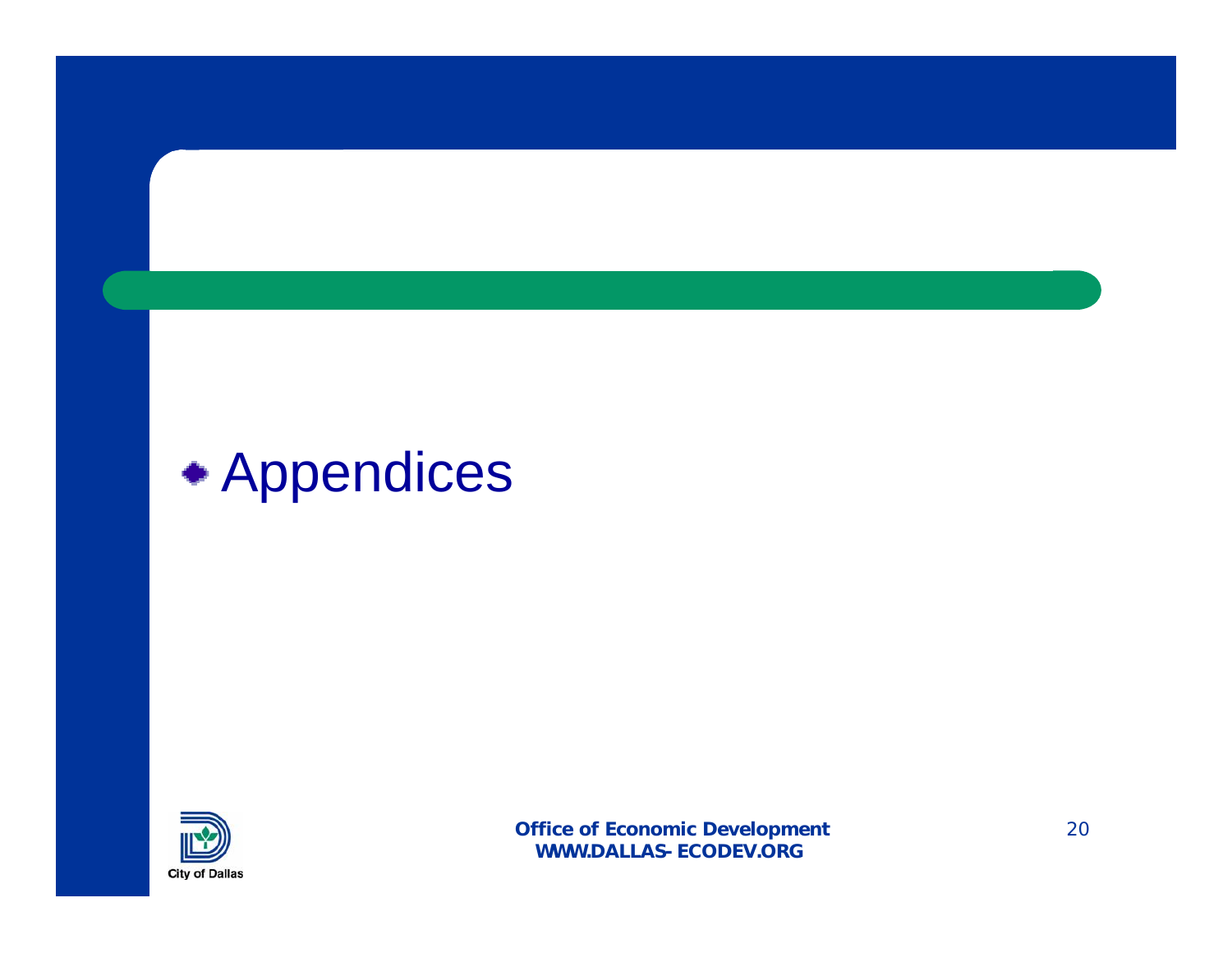- Appendices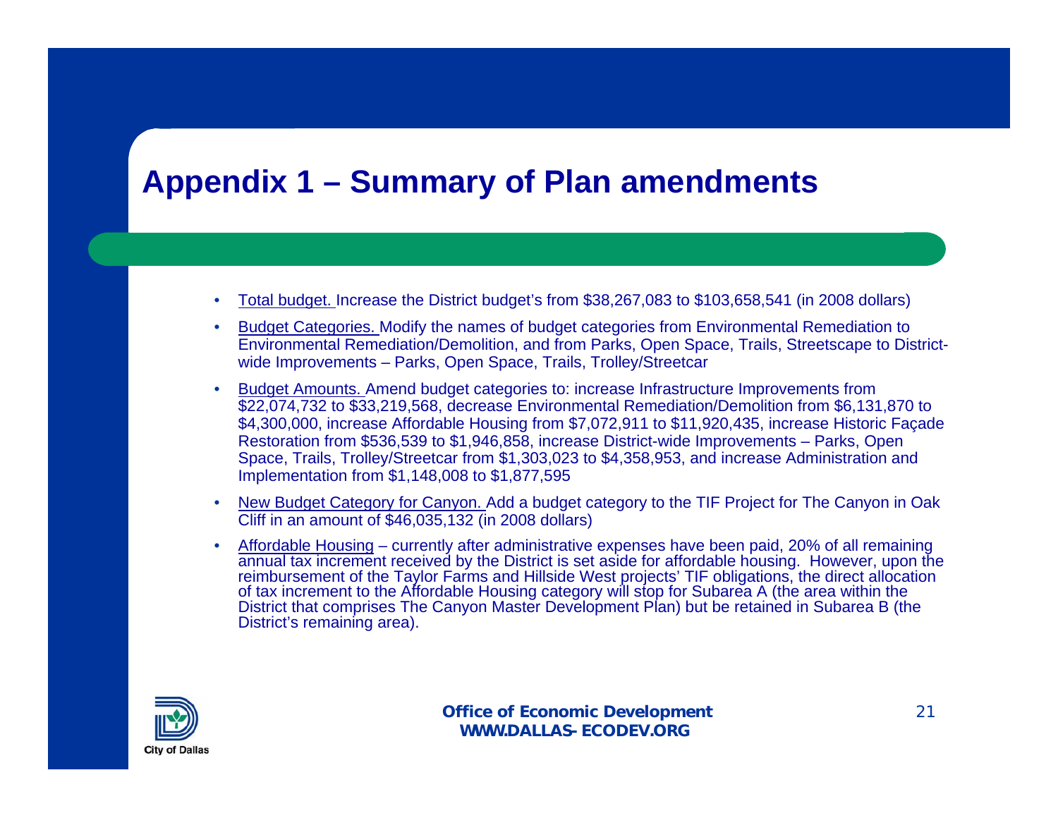# Appendix 1 – Summary of Plan amendments

- Total budget. Increase the District budget's from $38,267,083 to $103,658,541 (in 2008 dollars)
- Budget Categories. Modify the names of budget categories from Environmental Remediation to Environmental Remediation/Demolition, and from Parks, Open Space, Trails, Streetscape to District-wide Improvements – Parks, Open Space, Trails, Trolley/Streetcar
- Budget Amounts. Amend budget categories to: increase Infrastructure Improvements from $22,074,732 to $33,219,568, decrease Environmental Remediation/Demolition from $6,131,870 to $4,300,000, increase Affordable Housing from $7,072,911 to $11,920,435, increase Historic Façade Restoration from $536,539 to $1,946,858, increase District-wide Improvements – Parks, Open Space, Trails, Trolley/Streetcar from $1,303,023 to $4,358,953, and increase Administration and Implementation from $1,148,008 to $1,877,595
- New Budget Category for Canyon. Add a budget category to the TIF Project for The Canyon in Oak Cliff in an amount of $46,035,132 (in 2008 dollars)
- Affordable Housing – currently after administrative expenses have been paid, 20% of all remaining annual tax increment received by the District is set aside for affordable housing. However, upon the reimbursement of the Taylor Farms and Hillside West projects' TIF obligations, the direct allocation of tax increment to the Affordable Housing category will stop for Subarea A (the area within the District that comprises The Canyon Master Development Plan) but be retained in Subarea B (the District's remaining area).

**Office of Economic Development**
**WWW.DALLAS-ECODEV.ORG**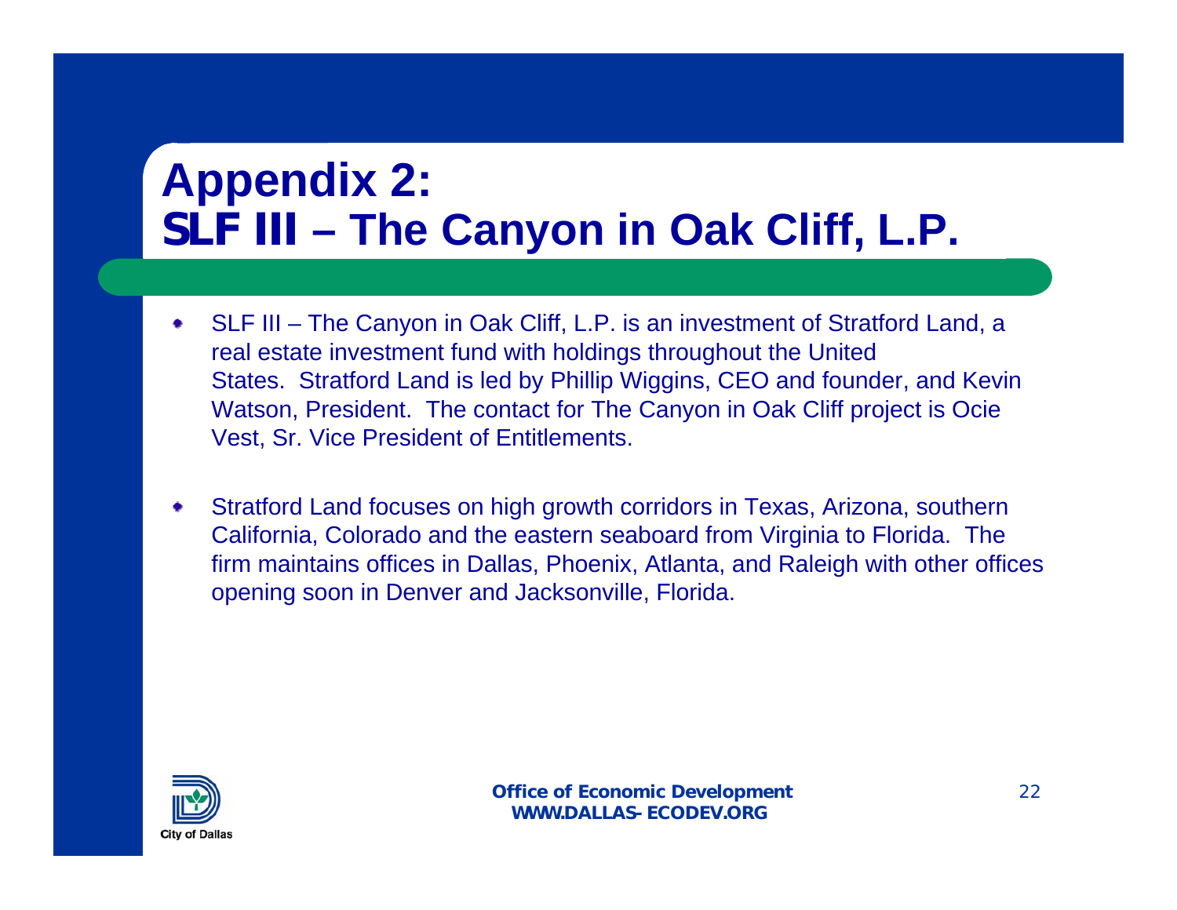# Appendix 2: SLF III – The Canyon in Oak Cliff, L.P.

- SLF III – The Canyon in Oak Cliff, L.P. is an investment of Stratford Land, a real estate investment fund with holdings throughout the United States. Stratford Land is led by Phillip Wiggins, CEO and founder, and Kevin Watson, President. The contact for The Canyon in Oak Cliff project is Ocie Vest, Sr. Vice President of Entitlements.

- Stratford Land focuses on high growth corridors in Texas, Arizona, southern California, Colorado and the eastern seaboard from Virginia to Florida. The firm maintains offices in Dallas, Phoenix, Atlanta, and Raleigh with other offices opening soon in Denver and Jacksonville, Florida.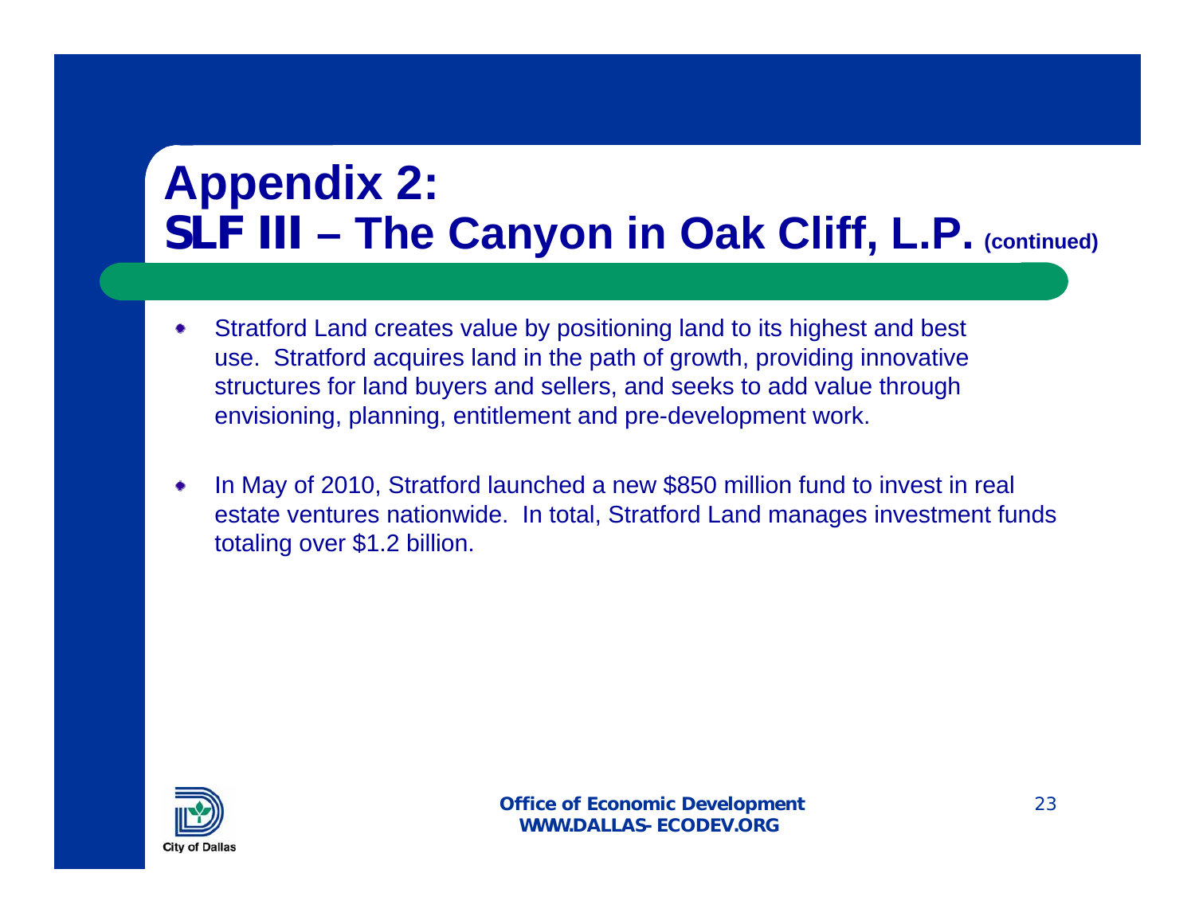# Appendix 2:
# SLF III – The Canyon in Oak Cliff, L.P. (continued)

- Stratford Land creates value by positioning land to its highest and best use. Stratford acquires land in the path of growth, providing innovative structures for land buyers and sellers, and seeks to add value through envisioning, planning, entitlement and pre-development work.

- In May of 2010, Stratford launched a new $850 million fund to invest in real estate ventures nationwide. In total, Stratford Land manages investment funds totaling over $1.2 billion.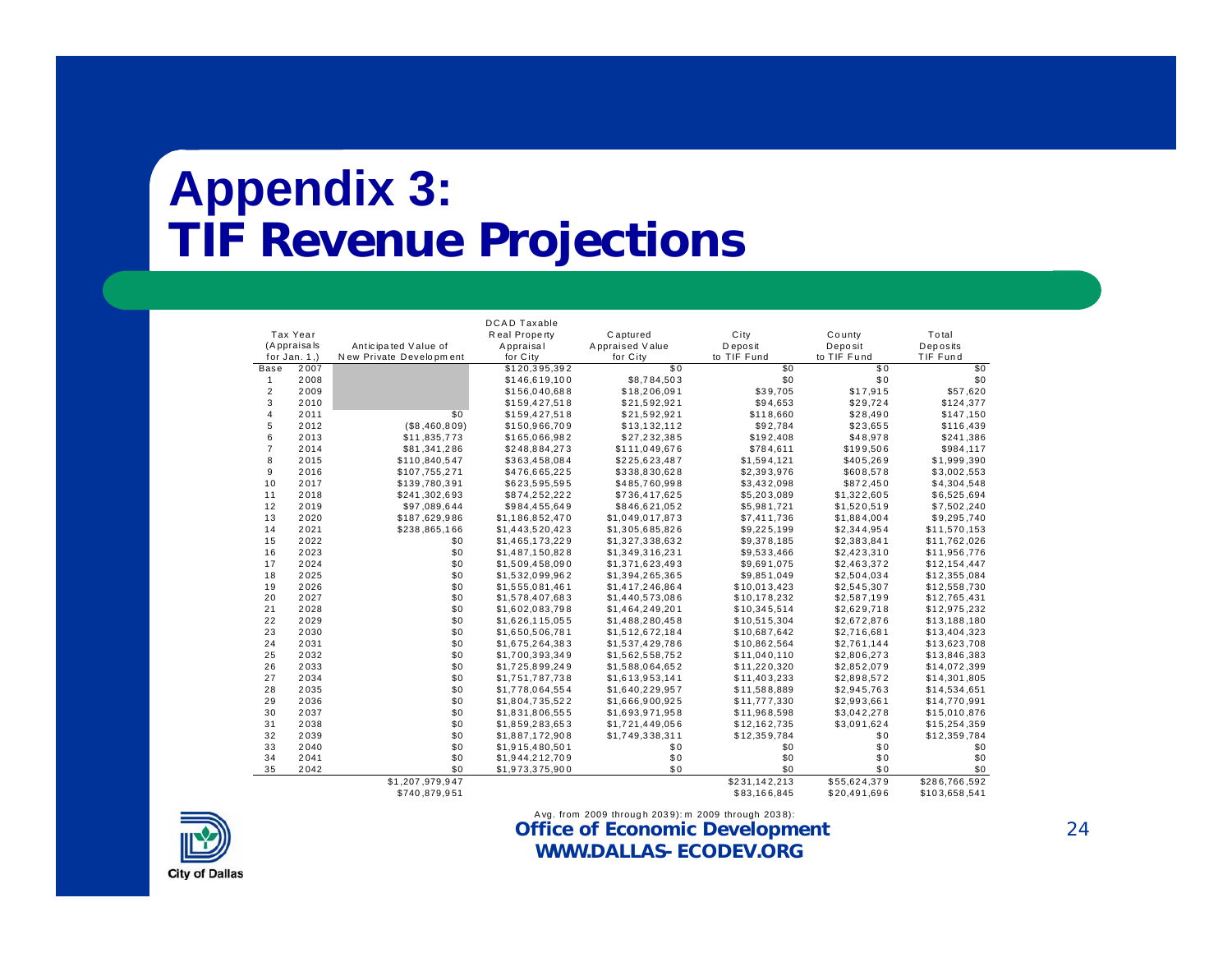# Appendix 3:
# TIF Revenue Projections

| Tax Year (Appraisals for Jan. 1,) | | Anticipated Value of New Private Development | DCAD Taxable Real Property Appraisal for City | Captured Appraised Value for City | City Deposit to TIF Fund | County Deposit to TIF Fund | Total Deposits TIF Fund |
|---|---|---|---|---|---|---|---|
| Base | 2007 | | $120,395,392 | $0 | $0 | $0 | $0 |
| 1 | 2008 | | $146,619,100 | $8,784,503 | $0 | $0 | $0 |
| 2 | 2009 | | $156,040,688 | $18,206,091 | $39,705 | $17,915 | $57,620 |
| 3 | 2010 | | $159,427,518 | $21,592,921 | $94,653 | $29,724 | $124,377 |
| 4 | 2011 | $0 | $159,427,518 | $21,592,921 | $118,660 | $28,490 | $147,150 |
| 5 | 2012 | ($8,460,809) | $150,966,709 | $13,132,112 | $92,784 | $23,655 | $116,439 |
| 6 | 2013 | $11,835,773 | $165,066,982 | $27,232,385 | $192,408 | $48,978 | $241,386 |
| 7 | 2014 | $81,341,286 | $248,884,273 | $111,049,676 | $784,611 | $199,506 | $984,117 |
| 8 | 2015 | $110,840,547 | $363,458,084 | $225,623,487 | $1,594,121 | $405,269 | $1,999,390 |
| 9 | 2016 | $107,755,271 | $476,665,225 | $338,830,628 | $2,393,976 | $608,578 | $3,002,553 |
| 10 | 2017 | $139,780,391 | $623,595,595 | $485,760,998 | $3,432,098 | $872,450 | $4,304,548 |
| 11 | 2018 | $241,302,693 | $874,252,222 | $736,417,625 | $5,203,089 | $1,322,605 | $6,525,694 |
| 12 | 2019 | $97,089,644 | $984,455,649 | $846,621,052 | $5,981,721 | $1,520,519 | $7,502,240 |
| 13 | 2020 | $187,629,986 | $1,186,852,470 | $1,049,017,873 | $7,411,736 | $1,884,004 | $9,295,740 |
| 14 | 2021 | $238,865,166 | $1,443,520,423 | $1,305,685,826 | $9,225,199 | $2,344,954 | $11,570,153 |
| 15 | 2022 | $0 | $1,465,173,229 | $1,327,338,632 | $9,378,185 | $2,383,841 | $11,762,026 |
| 16 | 2023 | $0 | $1,487,150,828 | $1,349,316,231 | $9,533,466 | $2,423,310 | $11,956,776 |
| 17 | 2024 | $0 | $1,509,458,090 | $1,371,623,493 | $9,691,075 | $2,463,372 | $12,154,447 |
| 18 | 2025 | $0 | $1,532,099,962 | $1,394,265,365 | $9,851,049 | $2,504,034 | $12,355,084 |
| 19 | 2026 | $0 | $1,555,081,461 | $1,417,246,864 | $10,013,423 | $2,545,307 | $12,558,730 |
| 20 | 2027 | $0 | $1,578,407,683 | $1,440,573,086 | $10,178,232 | $2,587,199 | $12,765,431 |
| 21 | 2028 | $0 | $1,602,083,798 | $1,464,249,201 | $10,345,514 | $2,629,718 | $12,975,232 |
| 22 | 2029 | $0 | $1,626,115,055 | $1,488,280,458 | $10,515,304 | $2,672,876 | $13,188,180 |
| 23 | 2030 | $0 | $1,650,506,781 | $1,512,672,184 | $10,687,642 | $2,716,681 | $13,404,323 |
| 24 | 2031 | $0 | $1,675,264,383 | $1,537,429,786 | $10,862,564 | $2,761,144 | $13,623,708 |
| 25 | 2032 | $0 | $1,700,393,349 | $1,562,558,752 | $11,040,110 | $2,806,273 | $13,846,383 |
| 26 | 2033 | $0 | $1,725,899,249 | $1,588,064,652 | $11,220,320 | $2,852,079 | $14,072,399 |
| 27 | 2034 | $0 | $1,751,787,738 | $1,613,953,141 | $11,403,233 | $2,898,572 | $14,301,805 |
| 28 | 2035 | $0 | $1,778,064,554 | $1,640,229,957 | $11,588,889 | $2,945,763 | $14,534,651 |
| 29 | 2036 | $0 | $1,804,735,522 | $1,666,900,925 | $11,777,330 | $2,993,661 | $14,770,991 |
| 30 | 2037 | $0 | $1,831,806,555 | $1,693,971,958 | $11,968,598 | $3,042,278 | $15,010,876 |
| 31 | 2038 | $0 | $1,859,283,653 | $1,721,449,056 | $12,162,735 | $3,091,624 | $15,254,359 |
| 32 | 2039 | $0 | $1,887,172,908 | $1,749,338,311 | $12,359,784 | $0 | $12,359,784 |
| 33 | 2040 | $0 | $1,915,480,501 | $0 | $0 | $0 | $0 |
| 34 | 2041 | $0 | $1,944,212,709 | $0 | $0 | $0 | $0 |
| 35 | 2042 | $0 | $1,973,375,900 | $0 | $0 | $0 | $0 |
| | | $1,207,979,947 | | | $231,142,213 | $55,624,379 | $286,766,592 |
| | | $740,879,951 | | | $83,166,845 | $20,491,696 | $103,658,541 |

Avg. from 2009 through 2039):m 2009 through 2038):

**Office of Economic Development**
**WWW.DALLAS-ECODEV.ORG**

City of Dallas